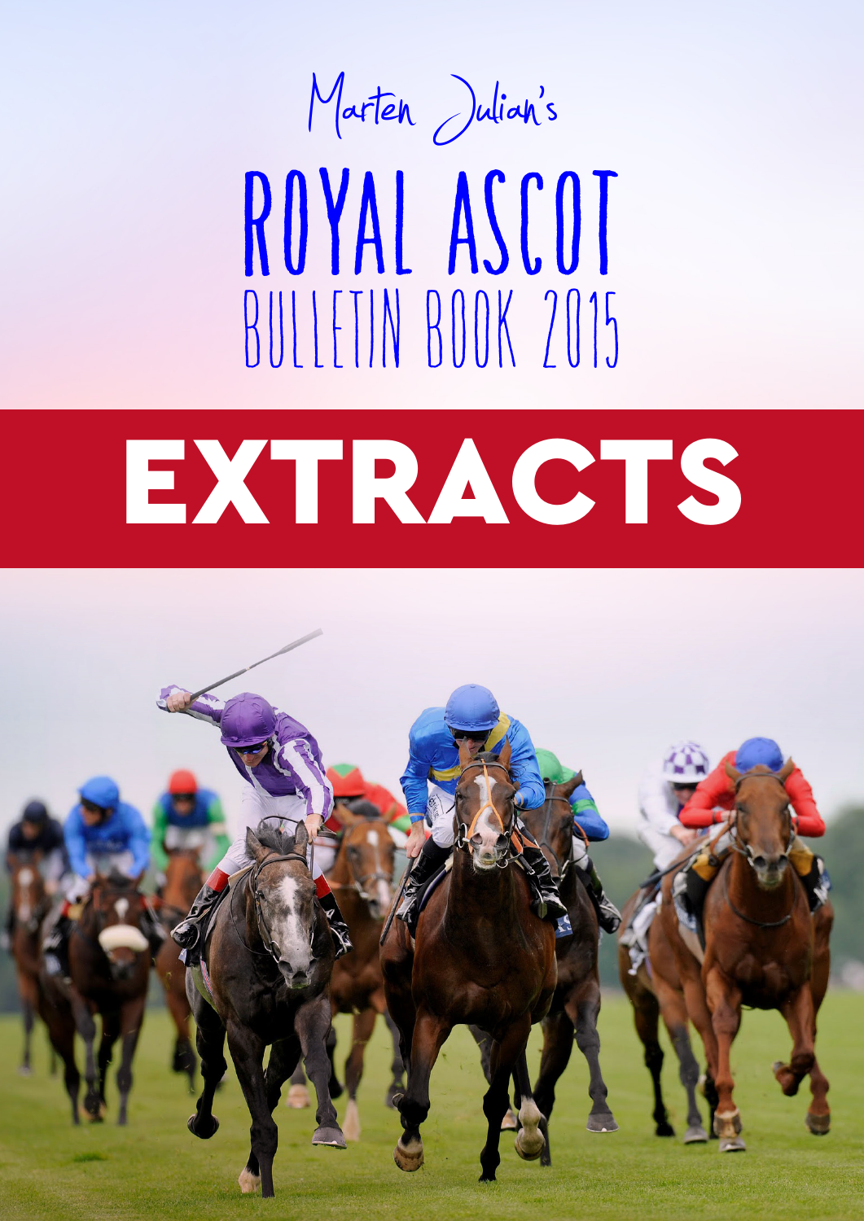Marten Julian's

# ROYAL ASCOT

## BULLETIN BOOK 2015

# EXTRACTS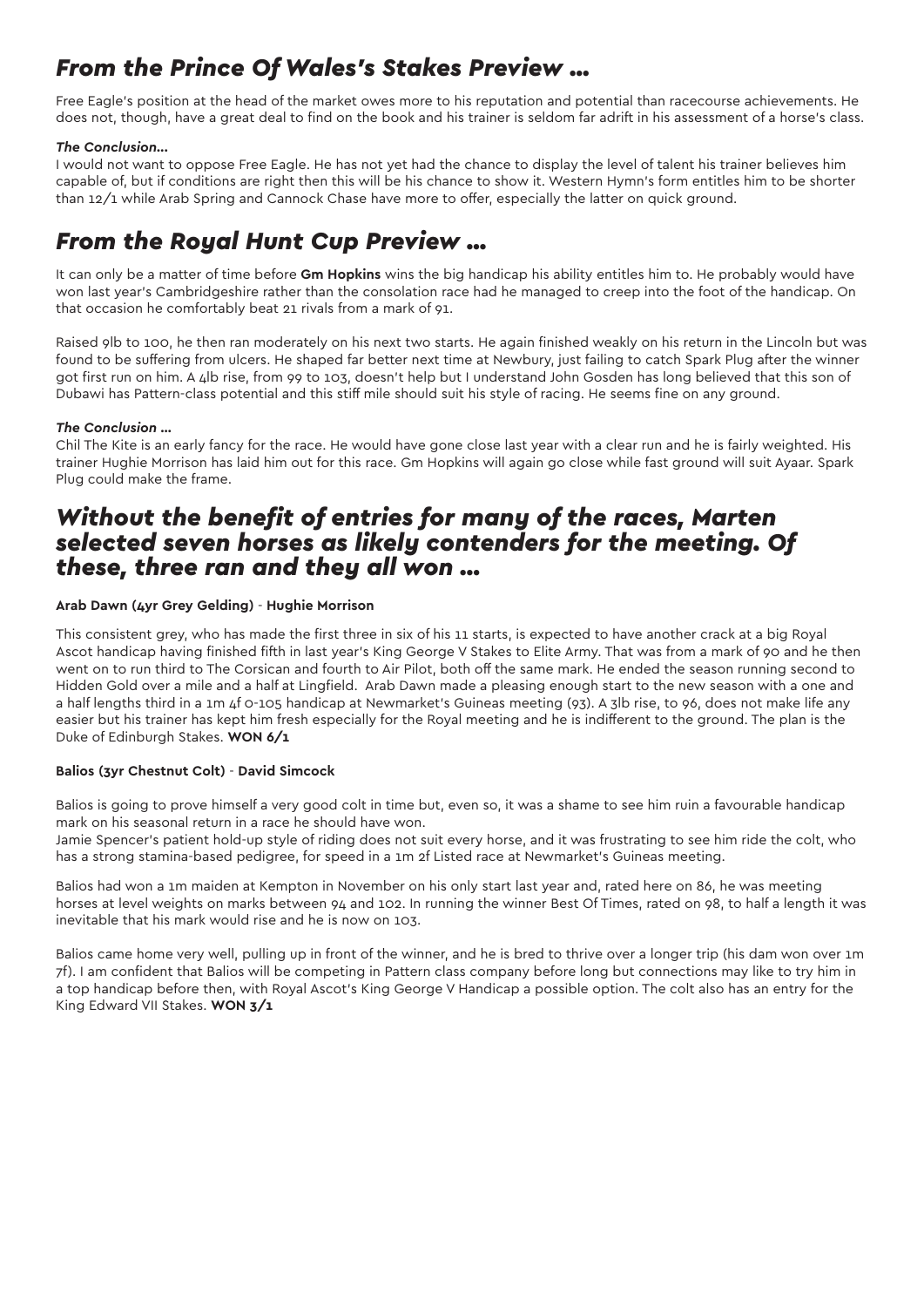## *From the Prince Of Wales's Stakes Preview ...*

Free Eagle's position at the head of the market owes more to his reputation and potential than racecourse achievements. He does not, though, have a great deal to find on the book and his trainer is seldom far adrift in his assessment of a horse's class.

#### *The Conclusion...*

I would not want to oppose Free Eagle. He has not yet had the chance to display the level of talent his trainer believes him capable of, but if conditions are right then this will be his chance to show it. Western Hymn's form entitles him to be shorter than 12/1 while Arab Spring and Cannock Chase have more to offer, especially the latter on quick ground.

## *From the Royal Hunt Cup Preview ...*

It can only be a matter of time before **Gm Hopkins** wins the big handicap his ability entitles him to. He probably would have won last year's Cambridgeshire rather than the consolation race had he managed to creep into the foot of the handicap. On that occasion he comfortably beat 21 rivals from a mark of 91.

Raised 9lb to 100, he then ran moderately on his next two starts. He again finished weakly on his return in the Lincoln but was found to be suffering from ulcers. He shaped far better next time at Newbury, just failing to catch Spark Plug after the winner got first run on him. A 4lb rise, from 99 to 103, doesn't help but I understand John Gosden has long believed that this son of Dubawi has Pattern-class potential and this stiff mile should suit his style of racing. He seems fine on any ground.

#### *The Conclusion ...*

Chil The Kite is an early fancy for the race. He would have gone close last year with a clear run and he is fairly weighted. His trainer Hughie Morrison has laid him out for this race. Gm Hopkins will again go close while fast ground will suit Ayaar. Spark Plug could make the frame.

## *Without the benefit of entries for many of the races, Marten selected seven horses as likely contenders for the meeting. Of these, three ran and they all won ...*

**Arab Dawn (4yr Grey Gelding)** - **Hughie Morrison**

This consistent grey, who has made the first three in six of his 11 starts, is expected to have another crack at a big Royal Ascot handicap having finished fifth in last year's King George V Stakes to Elite Army. That was from a mark of 90 and he then went on to run third to The Corsican and fourth to Air Pilot, both off the same mark. He ended the season running second to Hidden Gold over a mile and a half at Lingfield. Arab Dawn made a pleasing enough start to the new season with a one and a half lengths third in a 1m 4f 0-105 handicap at Newmarket's Guineas meeting (93). A 3lb rise, to 96, does not make life any easier but his trainer has kept him fresh especially for the Royal meeting and he is indifferent to the ground. The plan is the Duke of Edinburgh Stakes. **WON 6/1**

**Balios (3yr Chestnut Colt)** - **David Simcock**

Balios is going to prove himself a very good colt in time but, even so, it was a shame to see him ruin a favourable handicap mark on his seasonal return in a race he should have won.

Jamie Spencer's patient hold-up style of riding does not suit every horse, and it was frustrating to see him ride the colt, who has a strong stamina-based pedigree, for speed in a 1m 2f Listed race at Newmarket's Guineas meeting.

Balios had won a 1m maiden at Kempton in November on his only start last year and, rated here on 86, he was meeting horses at level weights on marks between 94 and 102. In running the winner Best Of Times, rated on 98, to half a length it was inevitable that his mark would rise and he is now on 103.

Balios came home very well, pulling up in front of the winner, and he is bred to thrive over a longer trip (his dam won over 1m 7f). I am confident that Balios will be competing in Pattern class company before long but connections may like to try him in a top handicap before then, with Royal Ascot's King George V Handicap a possible option. The colt also has an entry for the King Edward VII Stakes. **WON 3/1**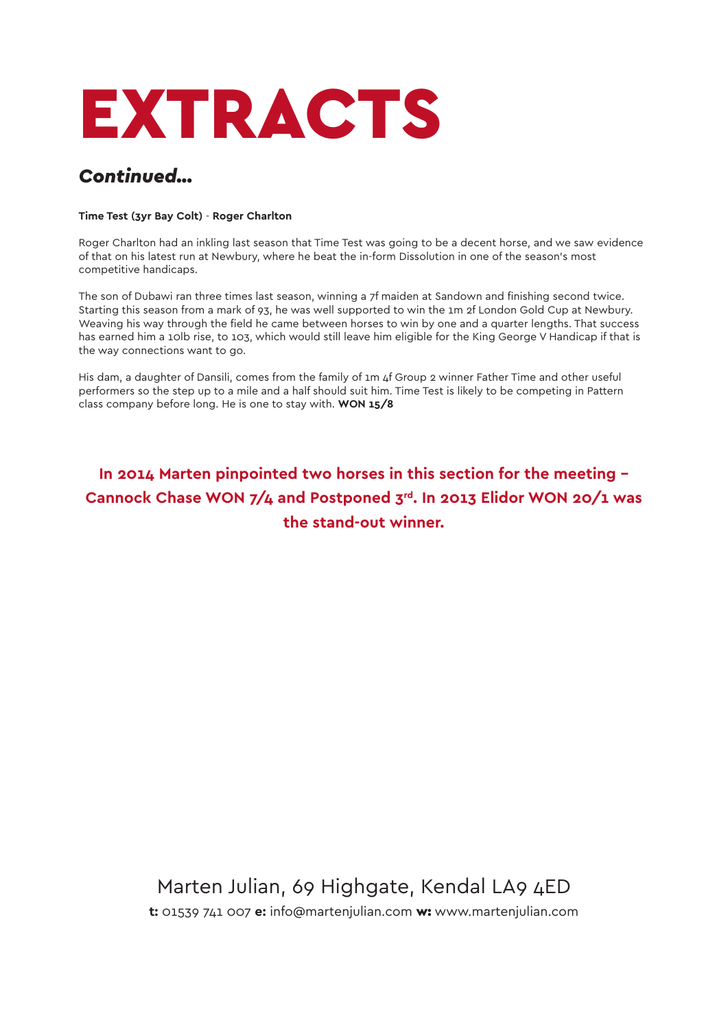# EXTRACTS

## *Continued...*

**Time Test (3yr Bay Colt)** - **Roger Charlton**

Roger Charlton had an inkling last season that Time Test was going to be a decent horse, and we saw evidence of that on his latest run at Newbury, where he beat the in-form Dissolution in one of the season's most competitive handicaps.

The son of Dubawi ran three times last season, winning a 7f maiden at Sandown and finishing second twice. Starting this season from a mark of 93, he was well supported to win the 1m 2f London Gold Cup at Newbury. Weaving his way through the field he came between horses to win by one and a quarter lengths. That success has earned him a 10lb rise, to 103, which would still leave him eligible for the King George V Handicap if that is the way connections want to go.

His dam, a daughter of Dansili, comes from the family of 1m 4f Group 2 winner Father Time and other useful performers so the step up to a mile and a half should suit him. Time Test is likely to be competing in Pattern class company before long. He is one to stay with. **WON 15/8**

**In 2014 Marten pinpointed two horses in this section for the meeting – Cannock Chase WON 7/4 and Postponed 3rd. In 2013 Elidor WON 20/1 was the stand-out winner.**

Marten Julian, 69 Highgate, Kendal LA9 4ED

**t:** 01539 741 007 **e:** info@martenjulian.com **w:** www.martenjulian.com